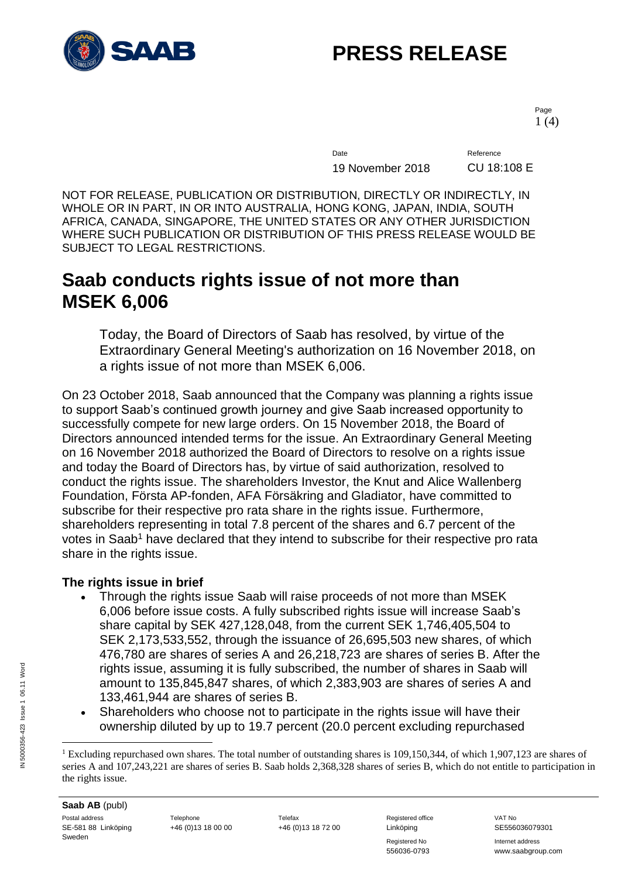# PRESS RELEASE

Date: 19 November 2018

Reference: CU 18:108 E

NOT FOR RELEASE, PUBLICATION OR DISTRIBUTION, DIRECTLY OR INDIRECTLY, IN WHOLE OR IN PART, IN OR INTO AUSTRALIA, HONG KONG, JAPAN, INDIA, SOUTH AFRICA, CANADA, SINGAPORE, THE UNITED STATES OR ANY OTHER JURISDICTION WHERE SUCH PUBLICATION OR DISTRIBUTION OF THIS PRESS RELEASE WOULD BE SUBJECT TO LEGAL RESTRICTIONS.

# Saab conducts rights issue of not more than MSEK 6,006

Today, the Board of Directors of Saab has resolved, by virtue of the Extraordinary General Meeting's authorization on 16 November 2018, on a rights issue of not more than MSEK 6,006.

On 23 October 2018, Saab announced that the Company was planning a rights issue to support Saab's continued growth journey and give Saab increased opportunity to successfully compete for new large orders. On 15 November 2018, the Board of Directors announced intended terms for the issue. An Extraordinary General Meeting on 16 November 2018 authorized the Board of Directors to resolve on a rights issue and today the Board of Directors has, by virtue of said authorization, resolved to conduct the rights issue. The shareholders Investor, the Knut and Alice Wallenberg Foundation, Första AP-fonden, AFA Försäkring and Gladiator, have committed to subscribe for their respective pro rata share in the rights issue. Furthermore, shareholders representing in total 7.8 percent of the shares and 6.7 percent of the votes in Saab[1] have declared that they intend to subscribe for their respective pro rata share in the rights issue.

## The rights issue in brief

- Through the rights issue Saab will raise proceeds of not more than MSEK 6,006 before issue costs. A fully subscribed rights issue will increase Saab's share capital by SEK 427,128,048, from the current SEK 1,746,405,504 to SEK 2,173,533,552, through the issuance of 26,695,503 new shares, of which 476,780 are shares of series A and 26,218,723 are shares of series B. After the rights issue, assuming it is fully subscribed, the number of shares in Saab will amount to 135,845,847 shares, of which 2,383,903 are shares of series A and 133,461,944 are shares of series B.
- Shareholders who choose not to participate in the rights issue will have their ownership diluted by up to 19.7 percent (20.0 percent excluding repurchased

[1] Excluding repurchased own shares. The total number of outstanding shares is 109,150,344, of which 1,907,123 are shares of series A and 107,243,221 are shares of series B. Saab holds 2,368,328 shares of series B, which do not entitle to participation in the rights issue.

**Saab AB** (publ)
Postal address: SE-581 88 Linköping Sweden | Telephone: +46 (0)13 18 00 00 | Telefax: +46 (0)13 18 72 00 | Registered office: Linköping | Registered No: 556036-0793 | VAT No: SE556036079301 | Internet address: www.saabgroup.com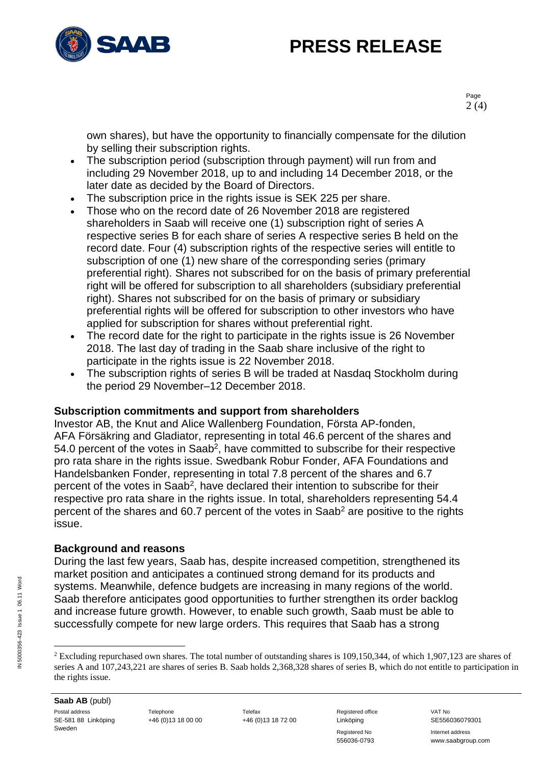own shares), but have the opportunity to financially compensate for the dilution by selling their subscription rights.

- The subscription period (subscription through payment) will run from and including 29 November 2018, up to and including 14 December 2018, or the later date as decided by the Board of Directors.
- The subscription price in the rights issue is SEK 225 per share.
- Those who on the record date of 26 November 2018 are registered shareholders in Saab will receive one (1) subscription right of series A respective series B for each share of series A respective series B held on the record date. Four (4) subscription rights of the respective series will entitle to subscription of one (1) new share of the corresponding series (primary preferential right). Shares not subscribed for on the basis of primary preferential right will be offered for subscription to all shareholders (subsidiary preferential right). Shares not subscribed for on the basis of primary or subsidiary preferential rights will be offered for subscription to other investors who have applied for subscription for shares without preferential right.
- The record date for the right to participate in the rights issue is 26 November 2018. The last day of trading in the Saab share inclusive of the right to participate in the rights issue is 22 November 2018.
- The subscription rights of series B will be traded at Nasdaq Stockholm during the period 29 November–12 December 2018.

**Subscription commitments and support from shareholders**

Investor AB, the Knut and Alice Wallenberg Foundation, Första AP-fonden, AFA Försäkring and Gladiator, representing in total 46.6 percent of the shares and 54.0 percent of the votes in Saab[2], have committed to subscribe for their respective pro rata share in the rights issue. Swedbank Robur Fonder, AFA Foundations and Handelsbanken Fonder, representing in total 7.8 percent of the shares and 6.7 percent of the votes in Saab[2], have declared their intention to subscribe for their respective pro rata share in the rights issue. In total, shareholders representing 54.4 percent of the shares and 60.7 percent of the votes in Saab[2] are positive to the rights issue.

**Background and reasons**

During the last few years, Saab has, despite increased competition, strengthened its market position and anticipates a continued strong demand for its products and systems. Meanwhile, defence budgets are increasing in many regions of the world. Saab therefore anticipates good opportunities to further strengthen its order backlog and increase future growth. However, to enable such growth, Saab must be able to successfully compete for new large orders. This requires that Saab has a strong

[2] Excluding repurchased own shares. The total number of outstanding shares is 109,150,344, of which 1,907,123 are shares of series A and 107,243,221 are shares of series B. Saab holds 2,368,328 shares of series B, which do not entitle to participation in the rights issue.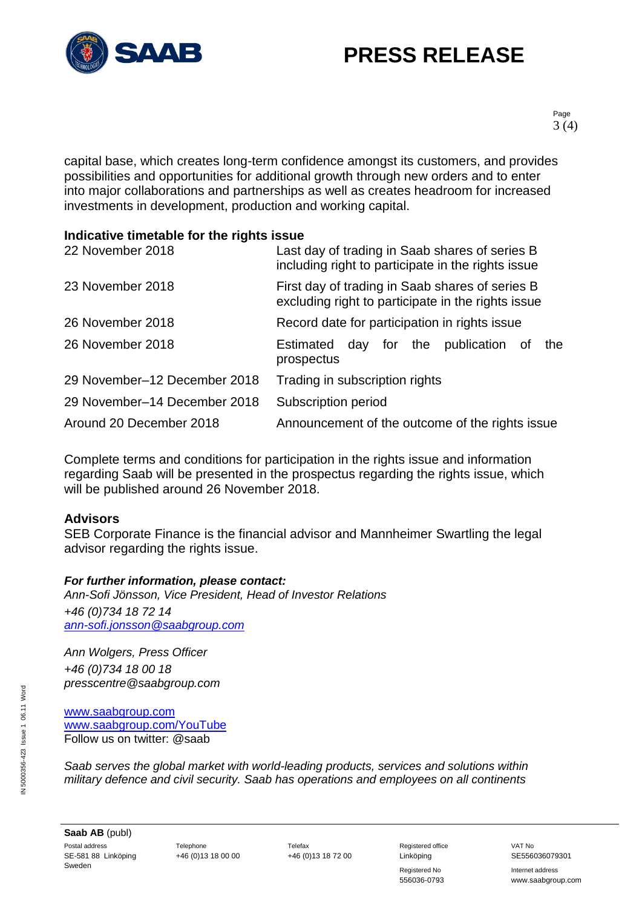capital base, which creates long-term confidence amongst its customers, and provides possibilities and opportunities for additional growth through new orders and to enter into major collaborations and partnerships as well as creates headroom for increased investments in development, production and working capital.

**Indicative timetable for the rights issue**

| | |
|---|---|
| 22 November 2018 | Last day of trading in Saab shares of series B including right to participate in the rights issue |
| 23 November 2018 | First day of trading in Saab shares of series B excluding right to participate in the rights issue |
| 26 November 2018 | Record date for participation in rights issue |
| 26 November 2018 | Estimated day for the publication of the prospectus |
| 29 November–12 December 2018 | Trading in subscription rights |
| 29 November–14 December 2018 | Subscription period |
| Around 20 December 2018 | Announcement of the outcome of the rights issue |

Complete terms and conditions for participation in the rights issue and information regarding Saab will be presented in the prospectus regarding the rights issue, which will be published around 26 November 2018.

**Advisors**

SEB Corporate Finance is the financial advisor and Mannheimer Swartling the legal advisor regarding the rights issue.

***For further information, please contact:***

*Ann-Sofi Jönsson, Vice President, Head of Investor Relations*
*+46 (0)734 18 72 14*
*ann-sofi.jonsson@saabgroup.com*

*Ann Wolgers, Press Officer*
*+46 (0)734 18 00 18*
*presscentre@saabgroup.com*

www.saabgroup.com
www.saabgroup.com/YouTube
Follow us on twitter: @saab

*Saab serves the global market with world-leading products, services and solutions within military defence and civil security. Saab has operations and employees on all continents*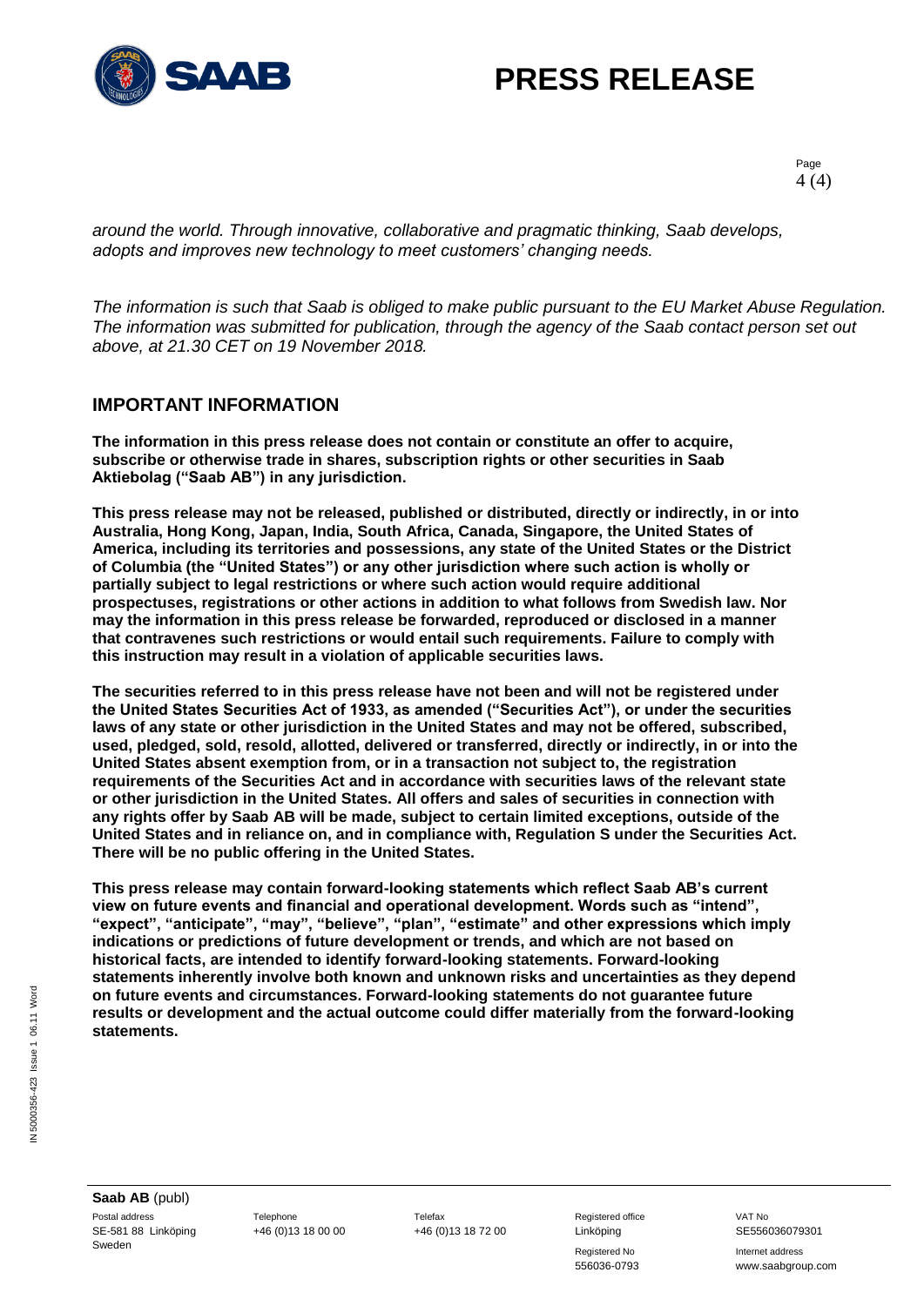*around the world. Through innovative, collaborative and pragmatic thinking, Saab develops, adopts and improves new technology to meet customers' changing needs.*

*The information is such that Saab is obliged to make public pursuant to the EU Market Abuse Regulation. The information was submitted for publication, through the agency of the Saab contact person set out above, at 21.30 CET on 19 November 2018.*

## IMPORTANT INFORMATION

**The information in this press release does not contain or constitute an offer to acquire, subscribe or otherwise trade in shares, subscription rights or other securities in Saab Aktiebolag ("Saab AB") in any jurisdiction.**

**This press release may not be released, published or distributed, directly or indirectly, in or into Australia, Hong Kong, Japan, India, South Africa, Canada, Singapore, the United States of America, including its territories and possessions, any state of the United States or the District of Columbia (the "United States") or any other jurisdiction where such action is wholly or partially subject to legal restrictions or where such action would require additional prospectuses, registrations or other actions in addition to what follows from Swedish law. Nor may the information in this press release be forwarded, reproduced or disclosed in a manner that contravenes such restrictions or would entail such requirements. Failure to comply with this instruction may result in a violation of applicable securities laws.**

**The securities referred to in this press release have not been and will not be registered under the United States Securities Act of 1933, as amended ("Securities Act"), or under the securities laws of any state or other jurisdiction in the United States and may not be offered, subscribed, used, pledged, sold, resold, allotted, delivered or transferred, directly or indirectly, in or into the United States absent exemption from, or in a transaction not subject to, the registration requirements of the Securities Act and in accordance with securities laws of the relevant state or other jurisdiction in the United States. All offers and sales of securities in connection with any rights offer by Saab AB will be made, subject to certain limited exceptions, outside of the United States and in reliance on, and in compliance with, Regulation S under the Securities Act. There will be no public offering in the United States.**

**This press release may contain forward-looking statements which reflect Saab AB's current view on future events and financial and operational development. Words such as "intend", "expect", "anticipate", "may", "believe", "plan", "estimate" and other expressions which imply indications or predictions of future development or trends, and which are not based on historical facts, are intended to identify forward-looking statements. Forward-looking statements inherently involve both known and unknown risks and uncertainties as they depend on future events and circumstances. Forward-looking statements do not guarantee future results or development and the actual outcome could differ materially from the forward-looking statements.**